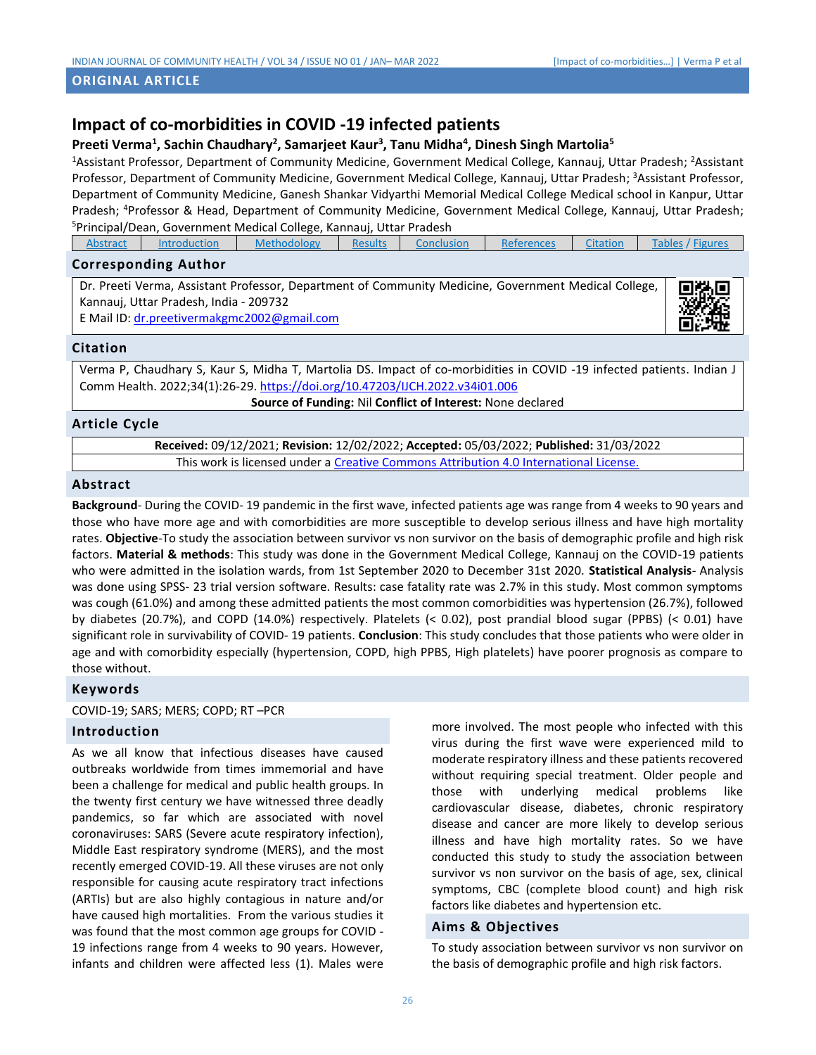**ORIGINAL ARTICLE**

# Impact of co-morbidities in COVID -19 infected patients

**Preeti Verma[1], Sachin Chaudhary[2], Samarjeet Kaur[3], Tanu Midha[4], Dinesh Singh Martolia[5]**

[1]Assistant Professor, Department of Community Medicine, Government Medical College, Kannauj, Uttar Pradesh; [2]Assistant Professor, Department of Community Medicine, Government Medical College, Kannauj, Uttar Pradesh; [3]Assistant Professor, Department of Community Medicine, Ganesh Shankar Vidyarthi Memorial Medical College Medical school in Kanpur, Uttar Pradesh; [4]Professor & Head, Department of Community Medicine, Government Medical College, Kannauj, Uttar Pradesh; [5]Principal/Dean, Government Medical College, Kannauj, Uttar Pradesh

| Abstract | Introduction | Methodology | Results | Conclusion | References | Citation | Tables / Figures |
|---|---|---|---|---|---|---|---|

## Corresponding Author

Dr. Preeti Verma, Assistant Professor, Department of Community Medicine, Government Medical College, Kannauj, Uttar Pradesh, India - 209732
E Mail ID: dr.preetivermakgmc2002@gmail.com

## Citation

Verma P, Chaudhary S, Kaur S, Midha T, Martolia DS. Impact of co-morbidities in COVID -19 infected patients. Indian J Comm Health. 2022;34(1):26-29. https://doi.org/10.47203/IJCH.2022.v34i01.006

**Source of Funding:** Nil **Conflict of Interest:** None declared

## Article Cycle

**Received:** 09/12/2021; **Revision:** 12/02/2022; **Accepted:** 05/03/2022; **Published:** 31/03/2022

This work is licensed under a Creative Commons Attribution 4.0 International License.

## Abstract

**Background**- During the COVID- 19 pandemic in the first wave, infected patients age was range from 4 weeks to 90 years and those who have more age and with comorbidities are more susceptible to develop serious illness and have high mortality rates. **Objective**-To study the association between survivor vs non survivor on the basis of demographic profile and high risk factors. **Material & methods**: This study was done in the Government Medical College, Kannauj on the COVID-19 patients who were admitted in the isolation wards, from 1st September 2020 to December 31st 2020. **Statistical Analysis**- Analysis was done using SPSS- 23 trial version software. Results: case fatality rate was 2.7% in this study. Most common symptoms was cough (61.0%) and among these admitted patients the most common comorbidities was hypertension (26.7%), followed by diabetes (20.7%), and COPD (14.0%) respectively. Platelets (< 0.02), post prandial blood sugar (PPBS) (< 0.01) have significant role in survivability of COVID- 19 patients. **Conclusion**: This study concludes that those patients who were older in age and with comorbidity especially (hypertension, COPD, high PPBS, High platelets) have poorer prognosis as compare to those without.

## Keywords

COVID-19; SARS; MERS; COPD; RT –PCR

## Introduction

As we all know that infectious diseases have caused outbreaks worldwide from times immemorial and have been a challenge for medical and public health groups. In the twenty first century we have witnessed three deadly pandemics, so far which are associated with novel coronaviruses: SARS (Severe acute respiratory infection), Middle East respiratory syndrome (MERS), and the most recently emerged COVID-19. All these viruses are not only responsible for causing acute respiratory tract infections (ARTIs) but are also highly contagious in nature and/or have caused high mortalities. From the various studies it was found that the most common age groups for COVID -19 infections range from 4 weeks to 90 years. However, infants and children were affected less (1). Males were more involved. The most people who infected with this virus during the first wave were experienced mild to moderate respiratory illness and these patients recovered without requiring special treatment. Older people and those with underlying medical problems like cardiovascular disease, diabetes, chronic respiratory disease and cancer are more likely to develop serious illness and have high mortality rates. So we have conducted this study to study the association between survivor vs non survivor on the basis of age, sex, clinical symptoms, CBC (complete blood count) and high risk factors like diabetes and hypertension etc.

## Aims & Objectives

To study association between survivor vs non survivor on the basis of demographic profile and high risk factors.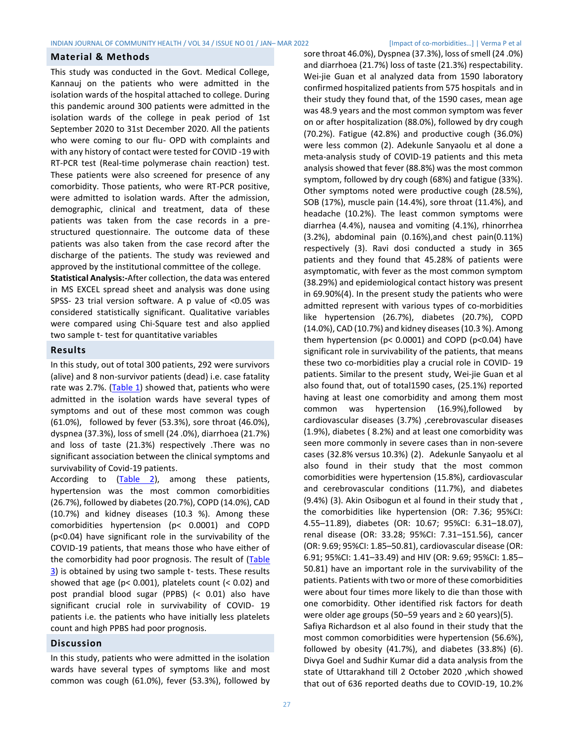## Material & Methods

This study was conducted in the Govt. Medical College, Kannauj on the patients who were admitted in the isolation wards of the hospital attached to college. During this pandemic around 300 patients were admitted in the isolation wards of the college in peak period of 1st September 2020 to 31st December 2020. All the patients who were coming to our flu- OPD with complaints and with any history of contact were tested for COVID -19 with RT-PCR test (Real-time polymerase chain reaction) test. These patients were also screened for presence of any comorbidity. Those patients, who were RT-PCR positive, were admitted to isolation wards. After the admission, demographic, clinical and treatment, data of these patients was taken from the case records in a pre-structured questionnaire. The outcome data of these patients was also taken from the case record after the discharge of the patients. The study was reviewed and approved by the institutional committee of the college.

**Statistical Analysis:-**After collection, the data was entered in MS EXCEL spread sheet and analysis was done using SPSS- 23 trial version software. A p value of <0.05 was considered statistically significant. Qualitative variables were compared using Chi-Square test and also applied two sample t- test for quantitative variables

## Results

In this study, out of total 300 patients, 292 were survivors (alive) and 8 non-survivor patients (dead) i.e. case fatality rate was 2.7%. (Table 1) showed that, patients who were admitted in the isolation wards have several types of symptoms and out of these most common was cough (61.0%), followed by fever (53.3%), sore throat (46.0%), dyspnea (37.3%), loss of smell (24 .0%), diarrhoea (21.7%) and loss of taste (21.3%) respectively .There was no significant association between the clinical symptoms and survivability of Covid-19 patients.

According to (Table 2), among these patients, hypertension was the most common comorbidities (26.7%), followed by diabetes (20.7%), COPD (14.0%), CAD (10.7%) and kidney diseases (10.3 %). Among these comorbidities hypertension (p< 0.0001) and COPD (p<0.04) have significant role in the survivability of the COVID-19 patients, that means those who have either of the comorbidity had poor prognosis. The result of (Table 3) is obtained by using two sample t- tests. These results showed that age (p< 0.001), platelets count (< 0.02) and post prandial blood sugar (PPBS) (< 0.01) also have significant crucial role in survivability of COVID- 19 patients i.e. the patients who have initially less platelets count and high PPBS had poor prognosis.

## Discussion

In this study, patients who were admitted in the isolation wards have several types of symptoms like and most common was cough (61.0%), fever (53.3%), followed by sore throat 46.0%), Dyspnea (37.3%), loss of smell (24 .0%) and diarrhoea (21.7%) loss of taste (21.3%) respectability. Wei-jie Guan et al analyzed data from 1590 laboratory confirmed hospitalized patients from 575 hospitals and in their study they found that, of the 1590 cases, mean age was 48.9 years and the most common symptom was fever on or after hospitalization (88.0%), followed by dry cough (70.2%). Fatigue (42.8%) and productive cough (36.0%) were less common (2). Adekunle Sanyaolu et al done a meta-analysis study of COVID-19 patients and this meta analysis showed that fever (88.8%) was the most common symptom, followed by dry cough (68%) and fatigue (33%). Other symptoms noted were productive cough (28.5%), SOB (17%), muscle pain (14.4%), sore throat (11.4%), and headache (10.2%). The least common symptoms were diarrhea (4.4%), nausea and vomiting (4.1%), rhinorrhea (3.2%), abdominal pain (0.16%),and chest pain(0.11%) respectively (3). Ravi dosi conducted a study in 365 patients and they found that 45.28% of patients were asymptomatic, with fever as the most common symptom (38.29%) and epidemiological contact history was present in 69.90%(4). In the present study the patients who were admitted represent with various types of co-morbidities like hypertension (26.7%), diabetes (20.7%), COPD (14.0%), CAD (10.7%) and kidney diseases (10.3 %). Among them hypertension (p< 0.0001) and COPD (p<0.04) have significant role in survivability of the patients, that means these two co-morbidities play a crucial role in COVID- 19 patients. Similar to the present study, Wei-jie Guan et al also found that, out of total1590 cases, (25.1%) reported having at least one comorbidity and among them most common was hypertension (16.9%),followed by cardiovascular diseases (3.7%) ,cerebrovascular diseases (1.9%), diabetes ( 8.2%) and at least one comorbidity was seen more commonly in severe cases than in non-severe cases (32.8% versus 10.3%) (2). Adekunle Sanyaolu et al also found in their study that the most common comorbidities were hypertension (15.8%), cardiovascular and cerebrovascular conditions (11.7%), and diabetes (9.4%) (3). Akin Osibogun et al found in their study that , the comorbidities like hypertension (OR: 7.36; 95%CI: 4.55–11.89), diabetes (OR: 10.67; 95%CI: 6.31–18.07), renal disease (OR: 33.28; 95%CI: 7.31–151.56), cancer (OR: 9.69; 95%CI: 1.85–50.81), cardiovascular disease (OR: 6.91; 95%CI: 1.41–33.49) and HIV (OR: 9.69; 95%CI: 1.85–50.81) have an important role in the survivability of the patients. Patients with two or more of these comorbidities were about four times more likely to die than those with one comorbidity. Other identified risk factors for death were older age groups (50–59 years and ≥ 60 years)(5).

Safiya Richardson et al also found in their study that the most common comorbidities were hypertension (56.6%), followed by obesity (41.7%), and diabetes (33.8%) (6). Divya Goel and Sudhir Kumar did a data analysis from the state of Uttarakhand till 2 October 2020 ,which showed that out of 636 reported deaths due to COVID-19, 10.2%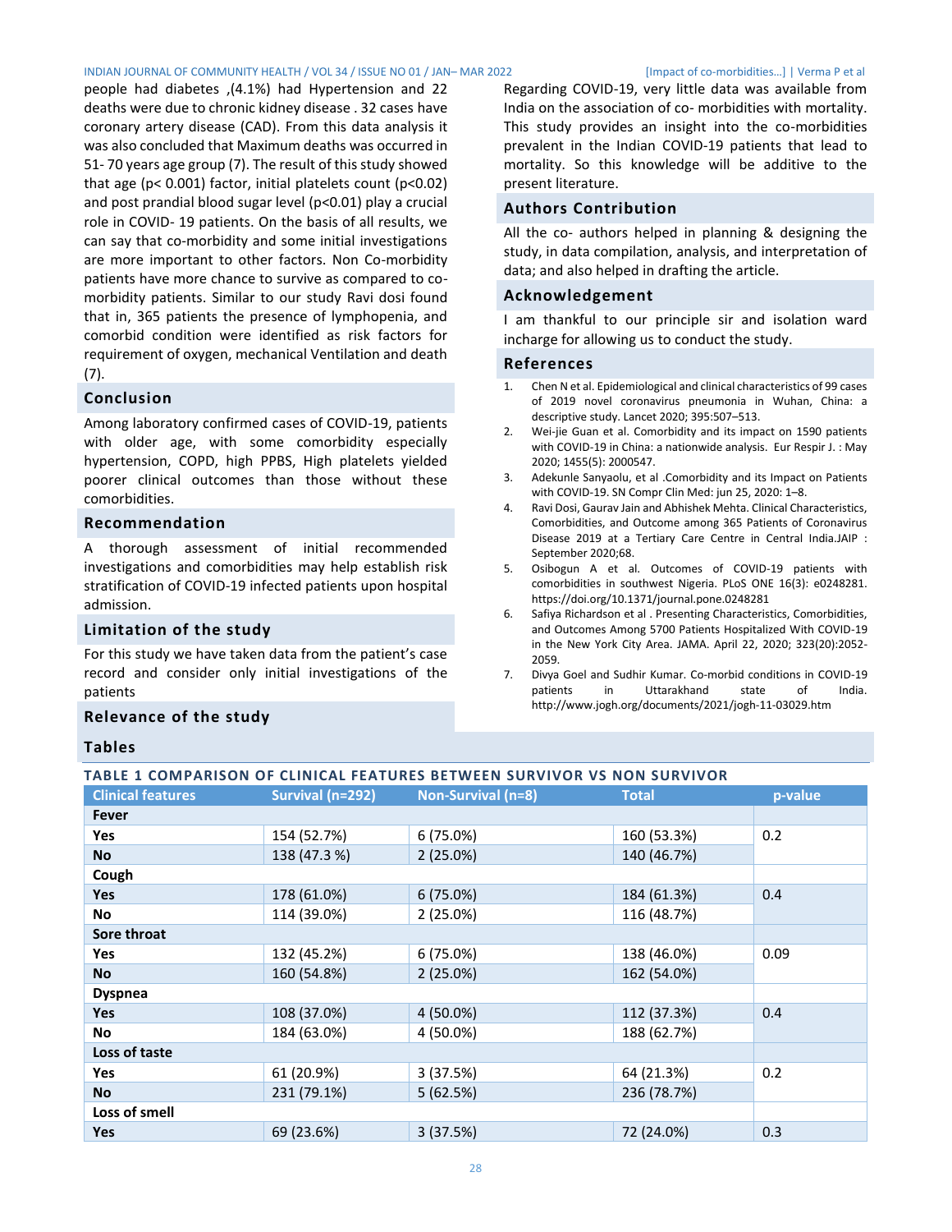people had diabetes ,(4.1%) had Hypertension and 22 deaths were due to chronic kidney disease . 32 cases have coronary artery disease (CAD). From this data analysis it was also concluded that Maximum deaths was occurred in 51- 70 years age group (7). The result of this study showed that age ($p< 0.001$) factor, initial platelets count ($p<0.02$) and post prandial blood sugar level ($p<0.01$) play a crucial role in COVID- 19 patients. On the basis of all results, we can say that co-morbidity and some initial investigations are more important to other factors. Non Co-morbidity patients have more chance to survive as compared to co-morbidity patients. Similar to our study Ravi dosi found that in, 365 patients the presence of lymphopenia, and comorbid condition were identified as risk factors for requirement of oxygen, mechanical Ventilation and death (7).

## Conclusion

Among laboratory confirmed cases of COVID-19, patients with older age, with some comorbidity especially hypertension, COPD, high PPBS, High platelets yielded poorer clinical outcomes than those without these comorbidities.

## Recommendation

A thorough assessment of initial recommended investigations and comorbidities may help establish risk stratification of COVID-19 infected patients upon hospital admission.

## Limitation of the study

For this study we have taken data from the patient's case record and consider only initial investigations of the patients

## Relevance of the study

Regarding COVID-19, very little data was available from India on the association of co- morbidities with mortality. This study provides an insight into the co-morbidities prevalent in the Indian COVID-19 patients that lead to mortality. So this knowledge will be additive to the present literature.

## Authors Contribution

All the co- authors helped in planning & designing the study, in data compilation, analysis, and interpretation of data; and also helped in drafting the article.

## Acknowledgement

I am thankful to our principle sir and isolation ward incharge for allowing us to conduct the study.

## References

1. Chen N et al. Epidemiological and clinical characteristics of 99 cases of 2019 novel coronavirus pneumonia in Wuhan, China: a descriptive study. Lancet 2020; 395:507–513.
2. Wei-jie Guan et al. Comorbidity and its impact on 1590 patients with COVID-19 in China: a nationwide analysis. Eur Respir J. : May 2020; 1455(5): 2000547.
3. Adekunle Sanyaolu, et al .Comorbidity and its Impact on Patients with COVID-19. SN Compr Clin Med: jun 25, 2020: 1–8.
4. Ravi Dosi, Gaurav Jain and Abhishek Mehta. Clinical Characteristics, Comorbidities, and Outcome among 365 Patients of Coronavirus Disease 2019 at a Tertiary Care Centre in Central India.JAIP : September 2020;68.
5. Osibogun A et al. Outcomes of COVID-19 patients with comorbidities in southwest Nigeria. PLoS ONE 16(3): e0248281. https://doi.org/10.1371/journal.pone.0248281
6. Safiya Richardson et al . Presenting Characteristics, Comorbidities, and Outcomes Among 5700 Patients Hospitalized With COVID-19 in the New York City Area. JAMA. April 22, 2020; 323(20):2052-2059.
7. Divya Goel and Sudhir Kumar. Co-morbid conditions in COVID-19 patients in Uttarakhand state of India. http://www.jogh.org/documents/2021/jogh-11-03029.htm

## Tables

### TABLE 1 COMPARISON OF CLINICAL FEATURES BETWEEN SURVIVOR VS NON SURVIVOR

| Clinical features | Survival (n=292) | Non-Survival (n=8) | Total | p-value |
|---|---|---|---|---|
| **Fever** | | | | |
| **Yes** | 154 (52.7%) | 6 (75.0%) | 160 (53.3%) | 0.2 |
| **No** | 138 (47.3 %) | 2 (25.0%) | 140 (46.7%) | |
| **Cough** | | | | |
| **Yes** | 178 (61.0%) | 6 (75.0%) | 184 (61.3%) | 0.4 |
| **No** | 114 (39.0%) | 2 (25.0%) | 116 (48.7%) | |
| **Sore throat** | | | | |
| **Yes** | 132 (45.2%) | 6 (75.0%) | 138 (46.0%) | 0.09 |
| **No** | 160 (54.8%) | 2 (25.0%) | 162 (54.0%) | |
| **Dyspnea** | | | | |
| **Yes** | 108 (37.0%) | 4 (50.0%) | 112 (37.3%) | 0.4 |
| **No** | 184 (63.0%) | 4 (50.0%) | 188 (62.7%) | |
| **Loss of taste** | | | | |
| **Yes** | 61 (20.9%) | 3 (37.5%) | 64 (21.3%) | 0.2 |
| **No** | 231 (79.1%) | 5 (62.5%) | 236 (78.7%) | |
| **Loss of smell** | | | | |
| **Yes** | 69 (23.6%) | 3 (37.5%) | 72 (24.0%) | 0.3 |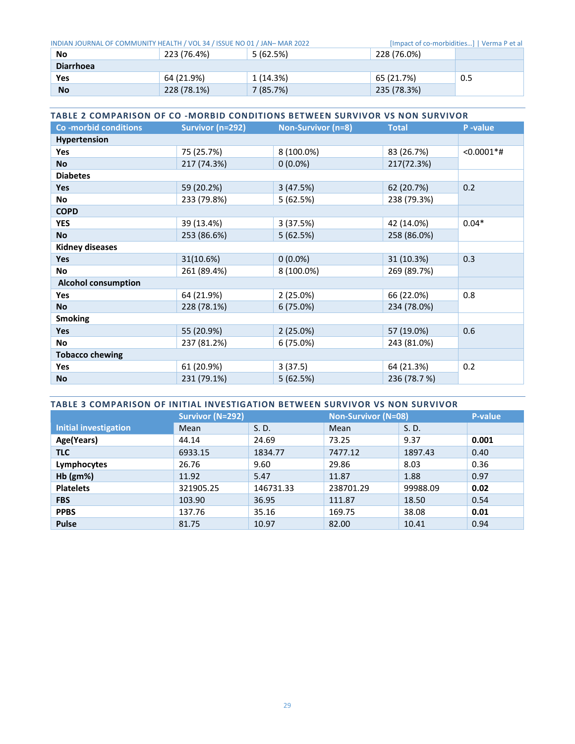| | | | | |
|---|---|---|---|---|
| No | 223 (76.4%) | 5 (62.5%) | 228 (76.0%) | |
| **Diarrhoea** | | | | |
| Yes | 64 (21.9%) | 1 (14.3%) | 65 (21.7%) | 0.5 |
| No | 228 (78.1%) | 7 (85.7%) | 235 (78.3%) | |

## TABLE 2 COMPARISON OF CO -MORBID CONDITIONS BETWEEN SURVIVOR VS NON SURVIVOR

| Co -morbid conditions | Survivor (n=292) | Non-Survivor (n=8) | Total | P -value |
|---|---|---|---|---|
| **Hypertension** | | | | |
| Yes | 75 (25.7%) | 8 (100.0%) | 83 (26.7%) | <0.0001*# |
| No | 217 (74.3%) | 0 (0.0%) | 217(72.3%) | |
| **Diabetes** | | | | |
| Yes | 59 (20.2%) | 3 (47.5%) | 62 (20.7%) | 0.2 |
| No | 233 (79.8%) | 5 (62.5%) | 238 (79.3%) | |
| **COPD** | | | | |
| YES | 39 (13.4%) | 3 (37.5%) | 42 (14.0%) | 0.04* |
| No | 253 (86.6%) | 5 (62.5%) | 258 (86.0%) | |
| **Kidney diseases** | | | | |
| Yes | 31(10.6%) | 0 (0.0%) | 31 (10.3%) | 0.3 |
| No | 261 (89.4%) | 8 (100.0%) | 269 (89.7%) | |
| **Alcohol consumption** | | | | |
| Yes | 64 (21.9%) | 2 (25.0%) | 66 (22.0%) | 0.8 |
| No | 228 (78.1%) | 6 (75.0%) | 234 (78.0%) | |
| **Smoking** | | | | |
| Yes | 55 (20.9%) | 2 (25.0%) | 57 (19.0%) | 0.6 |
| No | 237 (81.2%) | 6 (75.0%) | 243 (81.0%) | |
| **Tobacco chewing** | | | | |
| Yes | 61 (20.9%) | 3 (37.5) | 64 (21.3%) | 0.2 |
| No | 231 (79.1%) | 5 (62.5%) | 236 (78.7 %) | |

## TABLE 3 COMPARISON OF INITIAL INVESTIGATION BETWEEN SURVIVOR VS NON SURVIVOR

| Initial investigation | Survivor (N=292) | | Non-Survivor (N=08) | | P-value |
|---|---|---|---|---|---|
| | Mean | S. D. | Mean | S. D. | |
| **Age(Years)** | 44.14 | 24.69 | 73.25 | 9.37 | **0.001** |
| **TLC** | 6933.15 | 1834.77 | 7477.12 | 1897.43 | 0.40 |
| **Lymphocytes** | 26.76 | 9.60 | 29.86 | 8.03 | 0.36 |
| **Hb (gm%)** | 11.92 | 5.47 | 11.87 | 1.88 | 0.97 |
| **Platelets** | 321905.25 | 146731.33 | 238701.29 | 99988.09 | **0.02** |
| **FBS** | 103.90 | 36.95 | 111.87 | 18.50 | 0.54 |
| **PPBS** | 137.76 | 35.16 | 169.75 | 38.08 | **0.01** |
| **Pulse** | 81.75 | 10.97 | 82.00 | 10.41 | 0.94 |